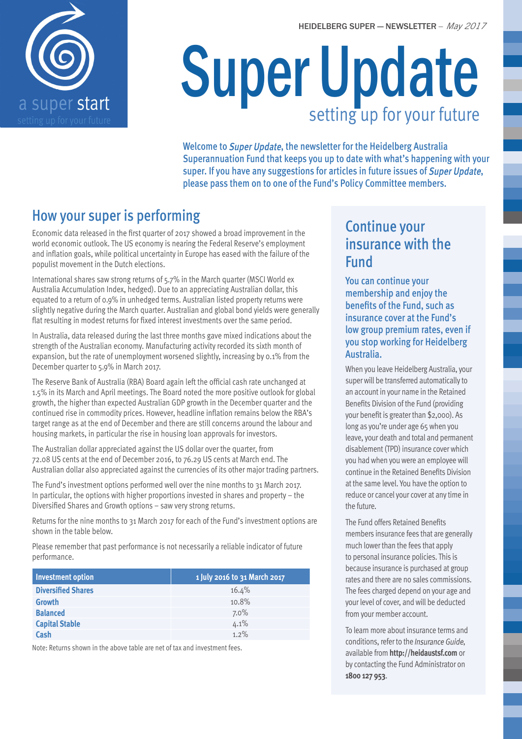HEIDELBERG SUPER — NEWSLETTER – *May 2017*

a super start

setting up for your future

# Super Update

setting up for your future

Welcome to *Super Update*, the newsletter for the Heidelberg Australia Superannuation Fund that keeps you up to date with what's happening with your super. If you have any suggestions for articles in future issues of *Super Update*, please pass them on to one of the Fund's Policy Committee members.

## How your super is performing

Economic data released in the first quarter of 2017 showed a broad improvement in the world economic outlook. The US economy is nearing the Federal Reserve's employment and inflation goals, while political uncertainty in Europe has eased with the failure of the populist movement in the Dutch elections.

International shares saw strong returns of 5.7% in the March quarter (MSCI World ex Australia Accumulation Index, hedged). Due to an appreciating Australian dollar, this equated to a return of 0.9% in unhedged terms. Australian listed property returns were slightly negative during the March quarter. Australian and global bond yields were generally flat resulting in modest returns for fixed interest investments over the same period.

In Australia, data released during the last three months gave mixed indications about the strength of the Australian economy. Manufacturing activity recorded its sixth month of expansion, but the rate of unemployment worsened slightly, increasing by 0.1% from the December quarter to 5.9% in March 2017.

The Reserve Bank of Australia (RBA) Board again left the official cash rate unchanged at 1.5% in its March and April meetings. The Board noted the more positive outlook for global growth, the higher than expected Australian GDP growth in the December quarter and the continued rise in commodity prices. However, headline inflation remains below the RBA's target range as at the end of December and there are still concerns around the labour and housing markets, in particular the rise in housing loan approvals for investors.

The Australian dollar appreciated against the US dollar over the quarter, from 72.08 US cents at the end of December 2016, to 76.29 US cents at March end. The Australian dollar also appreciated against the currencies of its other major trading partners.

The Fund's investment options performed well over the nine months to 31 March 2017. In particular, the options with higher proportions invested in shares and property – the Diversified Shares and Growth options – saw very strong returns.

Returns for the nine months to 31 March 2017 for each of the Fund's investment options are shown in the table below.

Please remember that past performance is not necessarily a reliable indicator of future performance.

| Investment option | 1 July 2016 to 31 March 2017 |
|---|---|
| **Diversified Shares** | 16.4% |
| **Growth** | 10.8% |
| **Balanced** | 7.0% |
| **Capital Stable** | 4.1% |
| **Cash** | 1.2% |

Note: Returns shown in the above table are net of tax and investment fees.

## Continue your insurance with the Fund

**You can continue your membership and enjoy the benefits of the Fund, such as insurance cover at the Fund's low group premium rates, even if you stop working for Heidelberg Australia.**

When you leave Heidelberg Australia, your super will be transferred automatically to an account in your name in the Retained Benefits Division of the Fund (providing your benefit is greater than $2,000). As long as you're under age 65 when you leave, your death and total and permanent disablement (TPD) insurance cover which you had when you were an employee will continue in the Retained Benefits Division at the same level. You have the option to reduce or cancel your cover at any time in the future.

The Fund offers Retained Benefits members insurance fees that are generally much lower than the fees that apply to personal insurance policies. This is because insurance is purchased at group rates and there are no sales commissions. The fees charged depend on your age and your level of cover, and will be deducted from your member account.

To learn more about insurance terms and conditions, refer to the *Insurance Guide*, available from **http://heidaustsf.com** or by contacting the Fund Administrator on **1800 127 953**.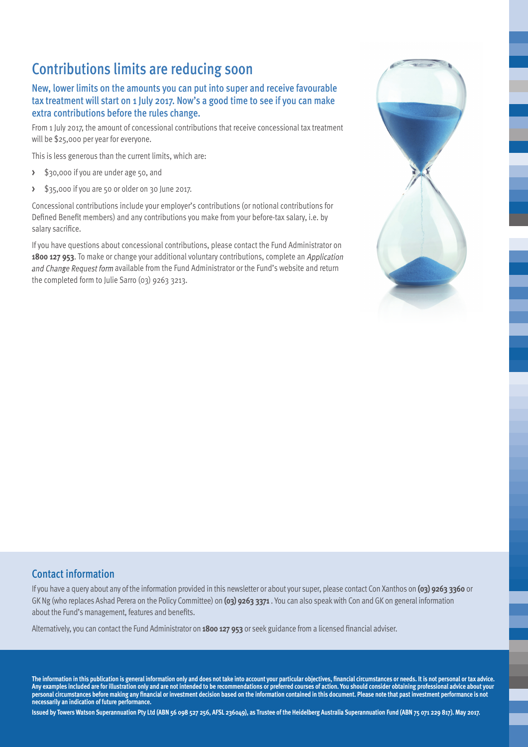# Contributions limits are reducing soon

## New, lower limits on the amounts you can put into super and receive favourable tax treatment will start on 1 July 2017. Now's a good time to see if you can make extra contributions before the rules change.

From 1 July 2017, the amount of concessional contributions that receive concessional tax treatment will be $25,000 per year for everyone.

This is less generous than the current limits, which are:

- $30,000 if you are under age 50, and
- $35,000 if you are 50 or older on 30 June 2017.

Concessional contributions include your employer's contributions (or notional contributions for Defined Benefit members) and any contributions you make from your before-tax salary, i.e. by salary sacrifice.

If you have questions about concessional contributions, please contact the Fund Administrator on **1800 127 953**. To make or change your additional voluntary contributions, complete an *Application and Change Request form* available from the Fund Administrator or the Fund's website and return the completed form to Julie Sarro (03) 9263 3213.

## Contact information

If you have a query about any of the information provided in this newsletter or about your super, please contact Con Xanthos on **(03) 9263 3360** or GK Ng (who replaces Ashad Perera on the Policy Committee) on **(03) 9263 3371** . You can also speak with Con and GK on general information about the Fund's management, features and benefits.

Alternatively, you can contact the Fund Administrator on **1800 127 953** or seek guidance from a licensed financial adviser.

**The information in this publication is general information only and does not take into account your particular objectives, financial circumstances or needs. It is not personal or tax advice. Any examples included are for illustration only and are not intended to be recommendations or preferred courses of action. You should consider obtaining professional advice about your personal circumstances before making any financial or investment decision based on the information contained in this document. Please note that past investment performance is not necessarily an indication of future performance.**

**Issued by Towers Watson Superannuation Pty Ltd (ABN 56 098 527 256, AFSL 236049), as Trustee of the Heidelberg Australia Superannuation Fund (ABN 75 071 229 817). May 2017.**